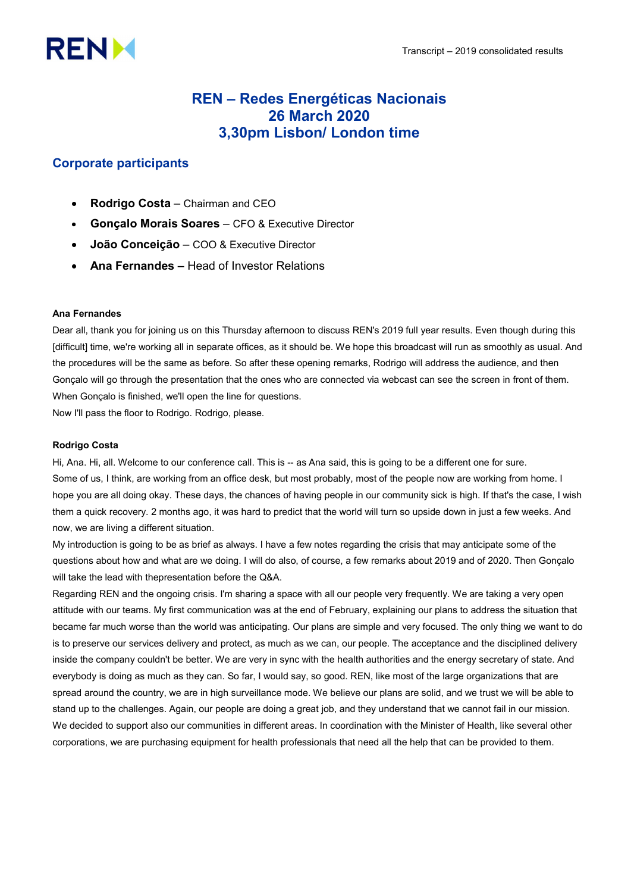# REN – Redes Energéticas Nacionais
# 26 March 2020
# 3,30pm Lisbon/ London time

## Corporate participants

- **Rodrigo Costa** – Chairman and CEO
- **Gonçalo Morais Soares** – CFO & Executive Director
- **João Conceição** – COO & Executive Director
- **Ana Fernandes –** Head of Investor Relations

**Ana Fernandes**

Dear all, thank you for joining us on this Thursday afternoon to discuss REN's 2019 full year results. Even though during this [difficult] time, we're working all in separate offices, as it should be. We hope this broadcast will run as smoothly as usual. And the procedures will be the same as before. So after these opening remarks, Rodrigo will address the audience, and then Gonçalo will go through the presentation that the ones who are connected via webcast can see the screen in front of them. When Gonçalo is finished, we'll open the line for questions.

Now I'll pass the floor to Rodrigo. Rodrigo, please.

**Rodrigo Costa**

Hi, Ana. Hi, all. Welcome to our conference call. This is -- as Ana said, this is going to be a different one for sure. Some of us, I think, are working from an office desk, but most probably, most of the people now are working from home. I hope you are all doing okay. These days, the chances of having people in our community sick is high. If that's the case, I wish them a quick recovery. 2 months ago, it was hard to predict that the world will turn so upside down in just a few weeks. And now, we are living a different situation.

My introduction is going to be as brief as always. I have a few notes regarding the crisis that may anticipate some of the questions about how and what are we doing. I will do also, of course, a few remarks about 2019 and of 2020. Then Gonçalo will take the lead with thepresentation before the Q&A.

Regarding REN and the ongoing crisis. I'm sharing a space with all our people very frequently. We are taking a very open attitude with our teams. My first communication was at the end of February, explaining our plans to address the situation that became far much worse than the world was anticipating. Our plans are simple and very focused. The only thing we want to do is to preserve our services delivery and protect, as much as we can, our people. The acceptance and the disciplined delivery inside the company couldn't be better. We are very in sync with the health authorities and the energy secretary of state. And everybody is doing as much as they can. So far, I would say, so good. REN, like most of the large organizations that are spread around the country, we are in high surveillance mode. We believe our plans are solid, and we trust we will be able to stand up to the challenges. Again, our people are doing a great job, and they understand that we cannot fail in our mission. We decided to support also our communities in different areas. In coordination with the Minister of Health, like several other corporations, we are purchasing equipment for health professionals that need all the help that can be provided to them.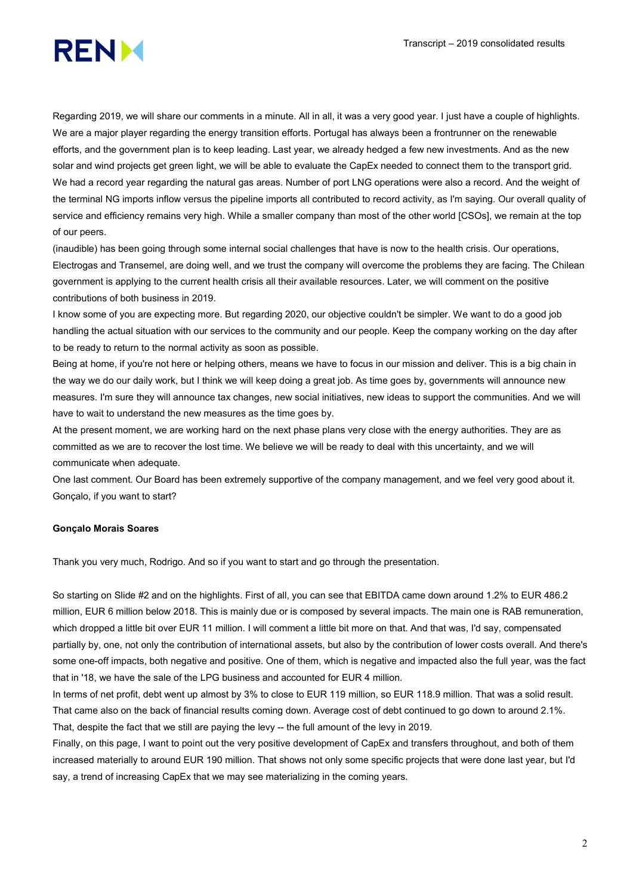Regarding 2019, we will share our comments in a minute. All in all, it was a very good year. I just have a couple of highlights. We are a major player regarding the energy transition efforts. Portugal has always been a frontrunner on the renewable efforts, and the government plan is to keep leading. Last year, we already hedged a few new investments. And as the new solar and wind projects get green light, we will be able to evaluate the CapEx needed to connect them to the transport grid. We had a record year regarding the natural gas areas. Number of port LNG operations were also a record. And the weight of the terminal NG imports inflow versus the pipeline imports all contributed to record activity, as I'm saying. Our overall quality of service and efficiency remains very high. While a smaller company than most of the other world [CSOs], we remain at the top of our peers.

(inaudible) has been going through some internal social challenges that have is now to the health crisis. Our operations, Electrogas and Transemel, are doing well, and we trust the company will overcome the problems they are facing. The Chilean government is applying to the current health crisis all their available resources. Later, we will comment on the positive contributions of both business in 2019.

I know some of you are expecting more. But regarding 2020, our objective couldn't be simpler. We want to do a good job handling the actual situation with our services to the community and our people. Keep the company working on the day after to be ready to return to the normal activity as soon as possible.

Being at home, if you're not here or helping others, means we have to focus in our mission and deliver. This is a big chain in the way we do our daily work, but I think we will keep doing a great job. As time goes by, governments will announce new measures. I'm sure they will announce tax changes, new social initiatives, new ideas to support the communities. And we will have to wait to understand the new measures as the time goes by.

At the present moment, we are working hard on the next phase plans very close with the energy authorities. They are as committed as we are to recover the lost time. We believe we will be ready to deal with this uncertainty, and we will communicate when adequate.

One last comment. Our Board has been extremely supportive of the company management, and we feel very good about it. Gonçalo, if you want to start?

**Gonçalo Morais Soares**

Thank you very much, Rodrigo. And so if you want to start and go through the presentation.

So starting on Slide #2 and on the highlights. First of all, you can see that EBITDA came down around 1.2% to EUR 486.2 million, EUR 6 million below 2018. This is mainly due or is composed by several impacts. The main one is RAB remuneration, which dropped a little bit over EUR 11 million. I will comment a little bit more on that. And that was, I'd say, compensated partially by, one, not only the contribution of international assets, but also by the contribution of lower costs overall. And there's some one-off impacts, both negative and positive. One of them, which is negative and impacted also the full year, was the fact that in '18, we have the sale of the LPG business and accounted for EUR 4 million.

In terms of net profit, debt went up almost by 3% to close to EUR 119 million, so EUR 118.9 million. That was a solid result. That came also on the back of financial results coming down. Average cost of debt continued to go down to around 2.1%. That, despite the fact that we still are paying the levy -- the full amount of the levy in 2019.

Finally, on this page, I want to point out the very positive development of CapEx and transfers throughout, and both of them increased materially to around EUR 190 million. That shows not only some specific projects that were done last year, but I'd say, a trend of increasing CapEx that we may see materializing in the coming years.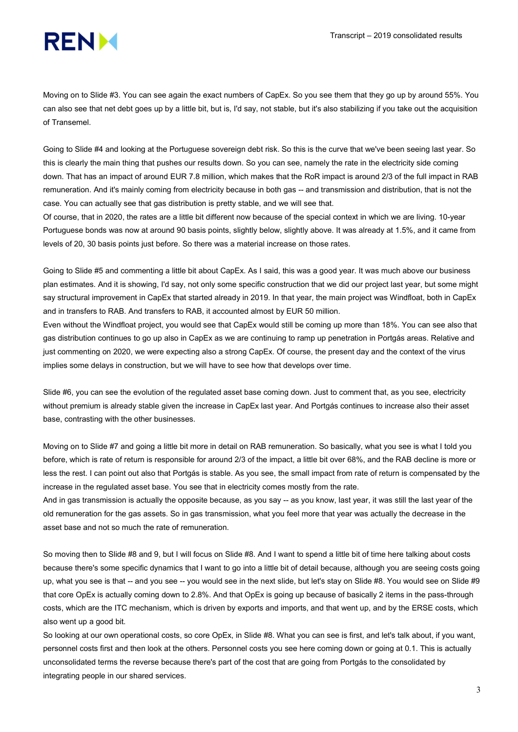Moving on to Slide #3. You can see again the exact numbers of CapEx. So you see them that they go up by around 55%. You can also see that net debt goes up by a little bit, but is, I'd say, not stable, but it's also stabilizing if you take out the acquisition of Transemel.

Going to Slide #4 and looking at the Portuguese sovereign debt risk. So this is the curve that we've been seeing last year. So this is clearly the main thing that pushes our results down. So you can see, namely the rate in the electricity side coming down. That has an impact of around EUR 7.8 million, which makes that the RoR impact is around 2/3 of the full impact in RAB remuneration. And it's mainly coming from electricity because in both gas -- and transmission and distribution, that is not the case. You can actually see that gas distribution is pretty stable, and we will see that.

Of course, that in 2020, the rates are a little bit different now because of the special context in which we are living. 10-year Portuguese bonds was now at around 90 basis points, slightly below, slightly above. It was already at 1.5%, and it came from levels of 20, 30 basis points just before. So there was a material increase on those rates.

Going to Slide #5 and commenting a little bit about CapEx. As I said, this was a good year. It was much above our business plan estimates. And it is showing, I'd say, not only some specific construction that we did our project last year, but some might say structural improvement in CapEx that started already in 2019. In that year, the main project was Windfloat, both in CapEx and in transfers to RAB. And transfers to RAB, it accounted almost by EUR 50 million.

Even without the Windfloat project, you would see that CapEx would still be coming up more than 18%. You can see also that gas distribution continues to go up also in CapEx as we are continuing to ramp up penetration in Portgás areas. Relative and just commenting on 2020, we were expecting also a strong CapEx. Of course, the present day and the context of the virus implies some delays in construction, but we will have to see how that develops over time.

Slide #6, you can see the evolution of the regulated asset base coming down. Just to comment that, as you see, electricity without premium is already stable given the increase in CapEx last year. And Portgás continues to increase also their asset base, contrasting with the other businesses.

Moving on to Slide #7 and going a little bit more in detail on RAB remuneration. So basically, what you see is what I told you before, which is rate of return is responsible for around 2/3 of the impact, a little bit over 68%, and the RAB decline is more or less the rest. I can point out also that Portgás is stable. As you see, the small impact from rate of return is compensated by the increase in the regulated asset base. You see that in electricity comes mostly from the rate.

And in gas transmission is actually the opposite because, as you say -- as you know, last year, it was still the last year of the old remuneration for the gas assets. So in gas transmission, what you feel more that year was actually the decrease in the asset base and not so much the rate of remuneration.

So moving then to Slide #8 and 9, but I will focus on Slide #8. And I want to spend a little bit of time here talking about costs because there's some specific dynamics that I want to go into a little bit of detail because, although you are seeing costs going up, what you see is that -- and you see -- you would see in the next slide, but let's stay on Slide #8. You would see on Slide #9 that core OpEx is actually coming down to 2.8%. And that OpEx is going up because of basically 2 items in the pass-through costs, which are the ITC mechanism, which is driven by exports and imports, and that went up, and by the ERSE costs, which also went up a good bit.

So looking at our own operational costs, so core OpEx, in Slide #8. What you can see is first, and let's talk about, if you want, personnel costs first and then look at the others. Personnel costs you see here coming down or going at 0.1. This is actually unconsolidated terms the reverse because there's part of the cost that are going from Portgás to the consolidated by integrating people in our shared services.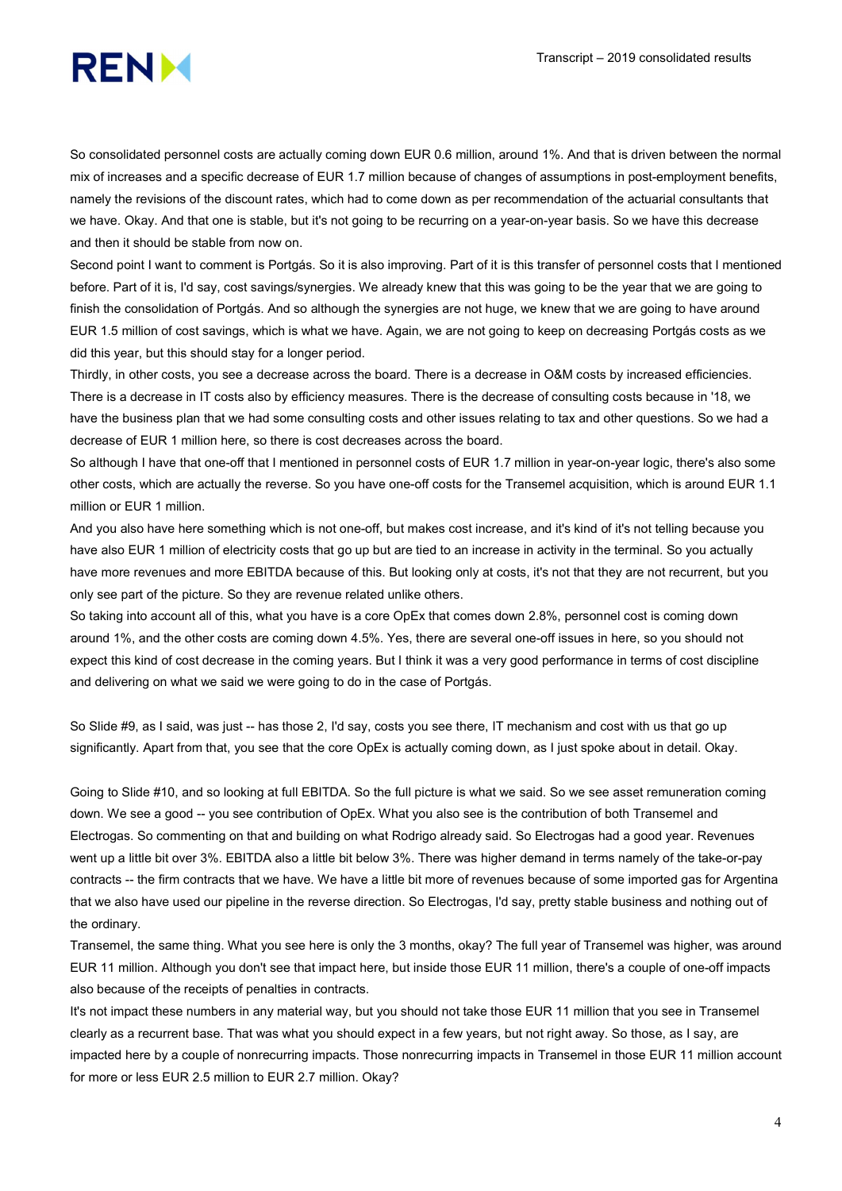So consolidated personnel costs are actually coming down EUR 0.6 million, around 1%. And that is driven between the normal mix of increases and a specific decrease of EUR 1.7 million because of changes of assumptions in post-employment benefits, namely the revisions of the discount rates, which had to come down as per recommendation of the actuarial consultants that we have. Okay. And that one is stable, but it's not going to be recurring on a year-on-year basis. So we have this decrease and then it should be stable from now on.

Second point I want to comment is Portgás. So it is also improving. Part of it is this transfer of personnel costs that I mentioned before. Part of it is, I'd say, cost savings/synergies. We already knew that this was going to be the year that we are going to finish the consolidation of Portgás. And so although the synergies are not huge, we knew that we are going to have around EUR 1.5 million of cost savings, which is what we have. Again, we are not going to keep on decreasing Portgás costs as we did this year, but this should stay for a longer period.

Thirdly, in other costs, you see a decrease across the board. There is a decrease in O&M costs by increased efficiencies. There is a decrease in IT costs also by efficiency measures. There is the decrease of consulting costs because in '18, we have the business plan that we had some consulting costs and other issues relating to tax and other questions. So we had a decrease of EUR 1 million here, so there is cost decreases across the board.

So although I have that one-off that I mentioned in personnel costs of EUR 1.7 million in year-on-year logic, there's also some other costs, which are actually the reverse. So you have one-off costs for the Transemel acquisition, which is around EUR 1.1 million or EUR 1 million.

And you also have here something which is not one-off, but makes cost increase, and it's kind of it's not telling because you have also EUR 1 million of electricity costs that go up but are tied to an increase in activity in the terminal. So you actually have more revenues and more EBITDA because of this. But looking only at costs, it's not that they are not recurrent, but you only see part of the picture. So they are revenue related unlike others.

So taking into account all of this, what you have is a core OpEx that comes down 2.8%, personnel cost is coming down around 1%, and the other costs are coming down 4.5%. Yes, there are several one-off issues in here, so you should not expect this kind of cost decrease in the coming years. But I think it was a very good performance in terms of cost discipline and delivering on what we said we were going to do in the case of Portgás.

So Slide #9, as I said, was just -- has those 2, I'd say, costs you see there, IT mechanism and cost with us that go up significantly. Apart from that, you see that the core OpEx is actually coming down, as I just spoke about in detail. Okay.

Going to Slide #10, and so looking at full EBITDA. So the full picture is what we said. So we see asset remuneration coming down. We see a good -- you see contribution of OpEx. What you also see is the contribution of both Transemel and Electrogas. So commenting on that and building on what Rodrigo already said. So Electrogas had a good year. Revenues went up a little bit over 3%. EBITDA also a little bit below 3%. There was higher demand in terms namely of the take-or-pay contracts -- the firm contracts that we have. We have a little bit more of revenues because of some imported gas for Argentina that we also have used our pipeline in the reverse direction. So Electrogas, I'd say, pretty stable business and nothing out of the ordinary.

Transemel, the same thing. What you see here is only the 3 months, okay? The full year of Transemel was higher, was around EUR 11 million. Although you don't see that impact here, but inside those EUR 11 million, there's a couple of one-off impacts also because of the receipts of penalties in contracts.

It's not impact these numbers in any material way, but you should not take those EUR 11 million that you see in Transemel clearly as a recurrent base. That was what you should expect in a few years, but not right away. So those, as I say, are impacted here by a couple of nonrecurring impacts. Those nonrecurring impacts in Transemel in those EUR 11 million account for more or less EUR 2.5 million to EUR 2.7 million. Okay?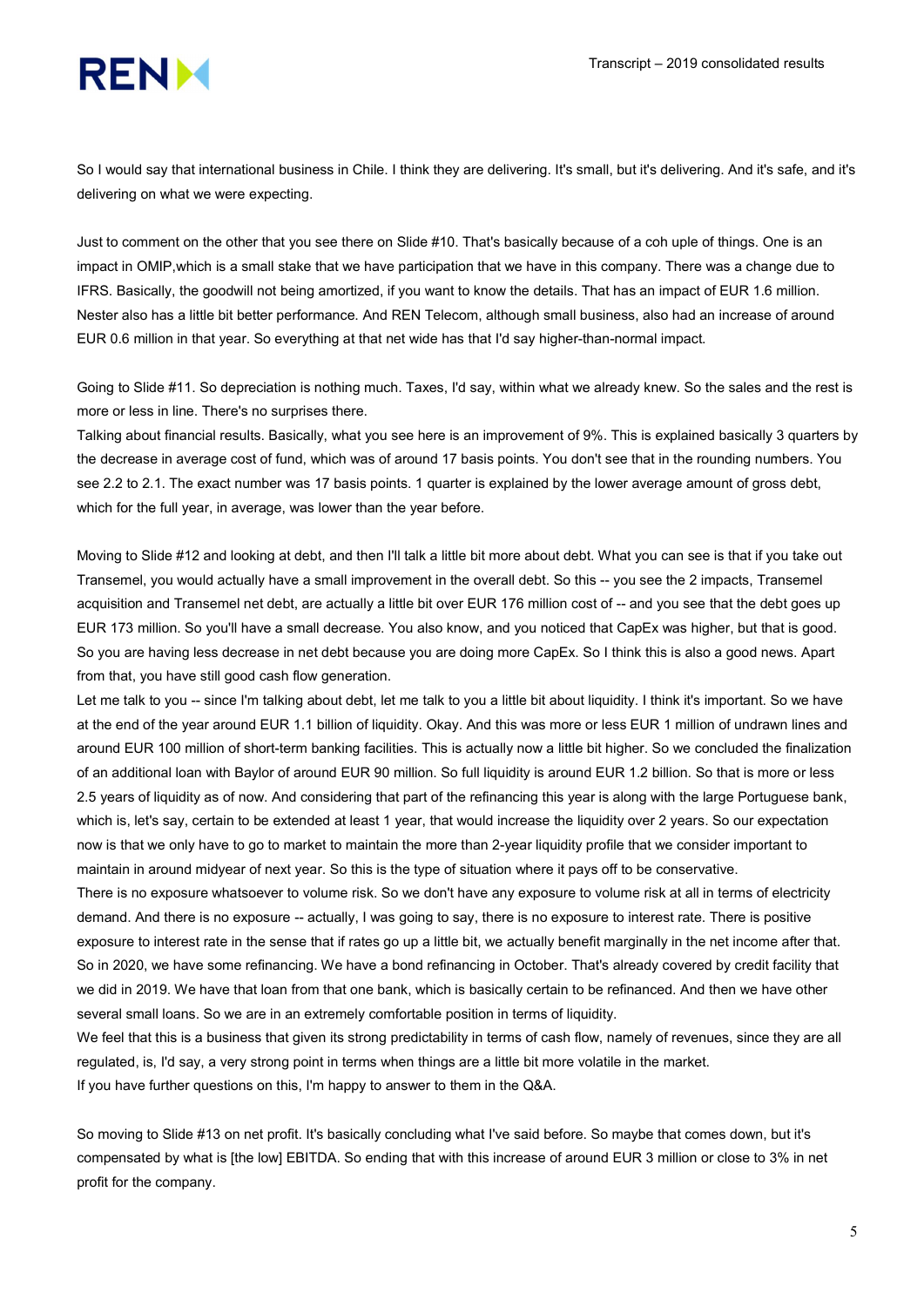So I would say that international business in Chile. I think they are delivering. It's small, but it's delivering. And it's safe, and it's delivering on what we were expecting.

Just to comment on the other that you see there on Slide #10. That's basically because of a coh uple of things. One is an impact in OMIP,which is a small stake that we have participation that we have in this company. There was a change due to IFRS. Basically, the goodwill not being amortized, if you want to know the details. That has an impact of EUR 1.6 million. Nester also has a little bit better performance. And REN Telecom, although small business, also had an increase of around EUR 0.6 million in that year. So everything at that net wide has that I'd say higher-than-normal impact.

Going to Slide #11. So depreciation is nothing much. Taxes, I'd say, within what we already knew. So the sales and the rest is more or less in line. There's no surprises there.

Talking about financial results. Basically, what you see here is an improvement of 9%. This is explained basically 3 quarters by the decrease in average cost of fund, which was of around 17 basis points. You don't see that in the rounding numbers. You see 2.2 to 2.1. The exact number was 17 basis points. 1 quarter is explained by the lower average amount of gross debt, which for the full year, in average, was lower than the year before.

Moving to Slide #12 and looking at debt, and then I'll talk a little bit more about debt. What you can see is that if you take out Transemel, you would actually have a small improvement in the overall debt. So this -- you see the 2 impacts, Transemel acquisition and Transemel net debt, are actually a little bit over EUR 176 million cost of -- and you see that the debt goes up EUR 173 million. So you'll have a small decrease. You also know, and you noticed that CapEx was higher, but that is good. So you are having less decrease in net debt because you are doing more CapEx. So I think this is also a good news. Apart from that, you have still good cash flow generation.

Let me talk to you -- since I'm talking about debt, let me talk to you a little bit about liquidity. I think it's important. So we have at the end of the year around EUR 1.1 billion of liquidity. Okay. And this was more or less EUR 1 million of undrawn lines and around EUR 100 million of short-term banking facilities. This is actually now a little bit higher. So we concluded the finalization of an additional loan with Baylor of around EUR 90 million. So full liquidity is around EUR 1.2 billion. So that is more or less 2.5 years of liquidity as of now. And considering that part of the refinancing this year is along with the large Portuguese bank, which is, let's say, certain to be extended at least 1 year, that would increase the liquidity over 2 years. So our expectation now is that we only have to go to market to maintain the more than 2-year liquidity profile that we consider important to maintain in around midyear of next year. So this is the type of situation where it pays off to be conservative.

There is no exposure whatsoever to volume risk. So we don't have any exposure to volume risk at all in terms of electricity demand. And there is no exposure -- actually, I was going to say, there is no exposure to interest rate. There is positive exposure to interest rate in the sense that if rates go up a little bit, we actually benefit marginally in the net income after that. So in 2020, we have some refinancing. We have a bond refinancing in October. That's already covered by credit facility that we did in 2019. We have that loan from that one bank, which is basically certain to be refinanced. And then we have other several small loans. So we are in an extremely comfortable position in terms of liquidity.

We feel that this is a business that given its strong predictability in terms of cash flow, namely of revenues, since they are all regulated, is, I'd say, a very strong point in terms when things are a little bit more volatile in the market.

If you have further questions on this, I'm happy to answer to them in the Q&A.

So moving to Slide #13 on net profit. It's basically concluding what I've said before. So maybe that comes down, but it's compensated by what is [the low] EBITDA. So ending that with this increase of around EUR 3 million or close to 3% in net profit for the company.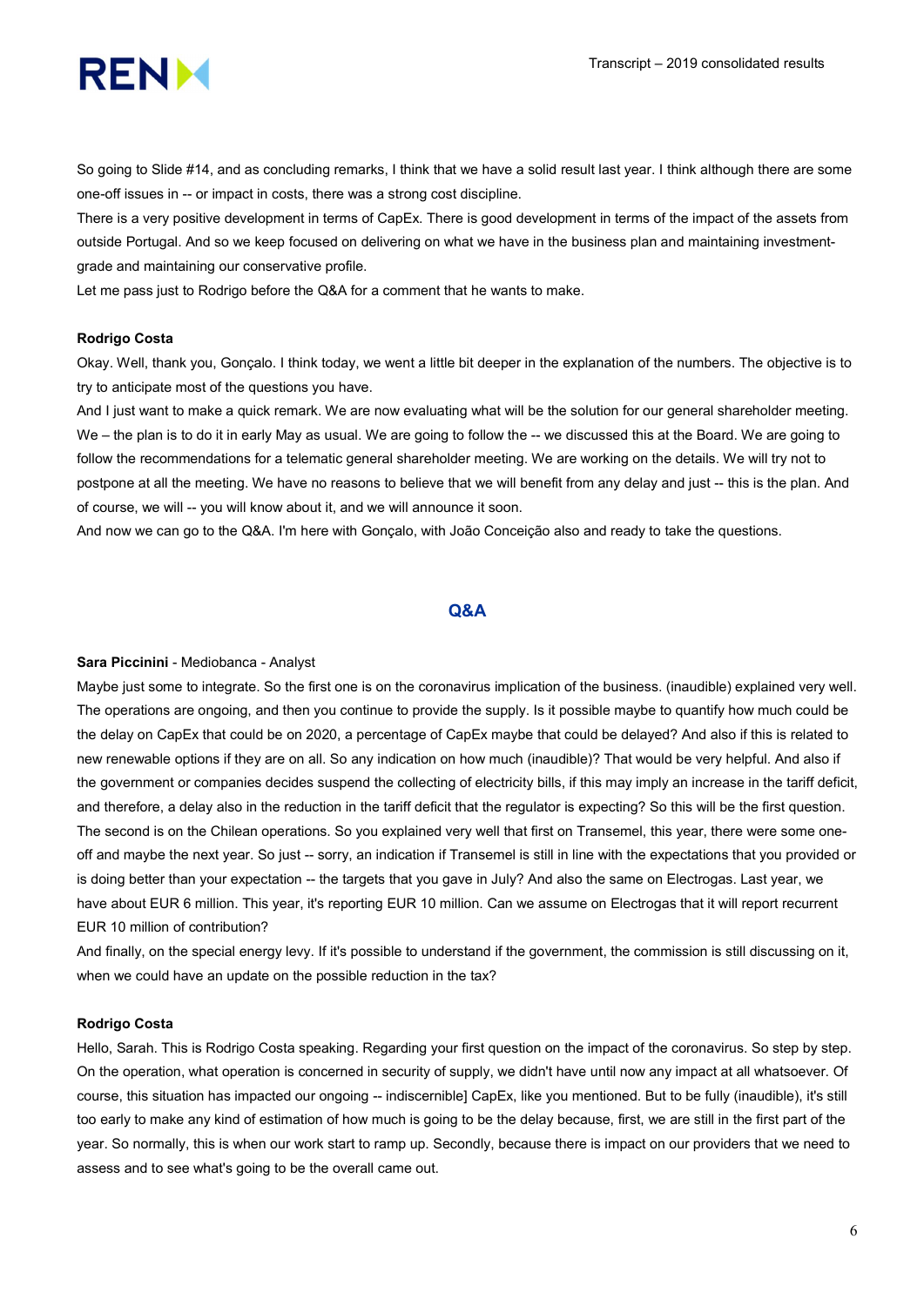So going to Slide #14, and as concluding remarks, I think that we have a solid result last year. I think although there are some one-off issues in -- or impact in costs, there was a strong cost discipline.

There is a very positive development in terms of CapEx. There is good development in terms of the impact of the assets from outside Portugal. And so we keep focused on delivering on what we have in the business plan and maintaining investment-grade and maintaining our conservative profile.

Let me pass just to Rodrigo before the Q&A for a comment that he wants to make.

**Rodrigo Costa**

Okay. Well, thank you, Gonçalo. I think today, we went a little bit deeper in the explanation of the numbers. The objective is to try to anticipate most of the questions you have.

And I just want to make a quick remark. We are now evaluating what will be the solution for our general shareholder meeting. We – the plan is to do it in early May as usual. We are going to follow the -- we discussed this at the Board. We are going to follow the recommendations for a telematic general shareholder meeting. We are working on the details. We will try not to postpone at all the meeting. We have no reasons to believe that we will benefit from any delay and just -- this is the plan. And of course, we will -- you will know about it, and we will announce it soon.

And now we can go to the Q&A. I'm here with Gonçalo, with João Conceição also and ready to take the questions.

## Q&A

**Sara Piccinini** - Mediobanca - Analyst

Maybe just some to integrate. So the first one is on the coronavirus implication of the business. (inaudible) explained very well. The operations are ongoing, and then you continue to provide the supply. Is it possible maybe to quantify how much could be the delay on CapEx that could be on 2020, a percentage of CapEx maybe that could be delayed? And also if this is related to new renewable options if they are on all. So any indication on how much (inaudible)? That would be very helpful. And also if the government or companies decides suspend the collecting of electricity bills, if this may imply an increase in the tariff deficit, and therefore, a delay also in the reduction in the tariff deficit that the regulator is expecting? So this will be the first question.

The second is on the Chilean operations. So you explained very well that first on Transemel, this year, there were some one-off and maybe the next year. So just -- sorry, an indication if Transemel is still in line with the expectations that you provided or is doing better than your expectation -- the targets that you gave in July? And also the same on Electrogas. Last year, we have about EUR 6 million. This year, it's reporting EUR 10 million. Can we assume on Electrogas that it will report recurrent EUR 10 million of contribution?

And finally, on the special energy levy. If it's possible to understand if the government, the commission is still discussing on it, when we could have an update on the possible reduction in the tax?

**Rodrigo Costa**

Hello, Sarah. This is Rodrigo Costa speaking. Regarding your first question on the impact of the coronavirus. So step by step. On the operation, what operation is concerned in security of supply, we didn't have until now any impact at all whatsoever. Of course, this situation has impacted our ongoing -- indiscernible] CapEx, like you mentioned. But to be fully (inaudible), it's still too early to make any kind of estimation of how much is going to be the delay because, first, we are still in the first part of the year. So normally, this is when our work start to ramp up. Secondly, because there is impact on our providers that we need to assess and to see what's going to be the overall came out.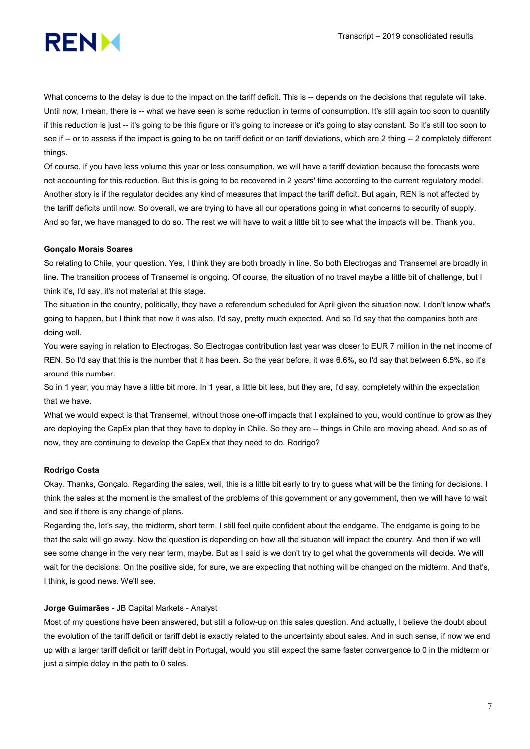What concerns to the delay is due to the impact on the tariff deficit. This is -- depends on the decisions that regulate will take. Until now, I mean, there is -- what we have seen is some reduction in terms of consumption. It's still again too soon to quantify if this reduction is just -- it's going to be this figure or it's going to increase or it's going to stay constant. So it's still too soon to see if -- or to assess if the impact is going to be on tariff deficit or on tariff deviations, which are 2 thing -- 2 completely different things.

Of course, if you have less volume this year or less consumption, we will have a tariff deviation because the forecasts were not accounting for this reduction. But this is going to be recovered in 2 years' time according to the current regulatory model. Another story is if the regulator decides any kind of measures that impact the tariff deficit. But again, REN is not affected by the tariff deficits until now. So overall, we are trying to have all our operations going in what concerns to security of supply. And so far, we have managed to do so. The rest we will have to wait a little bit to see what the impacts will be. Thank you.

**Gonçalo Morais Soares**

So relating to Chile, your question. Yes, I think they are both broadly in line. So both Electrogas and Transemel are broadly in line. The transition process of Transemel is ongoing. Of course, the situation of no travel maybe a little bit of challenge, but I think it's, I'd say, it's not material at this stage.

The situation in the country, politically, they have a referendum scheduled for April given the situation now. I don't know what's going to happen, but I think that now it was also, I'd say, pretty much expected. And so I'd say that the companies both are doing well.

You were saying in relation to Electrogas. So Electrogas contribution last year was closer to EUR 7 million in the net income of REN. So I'd say that this is the number that it has been. So the year before, it was 6.6%, so I'd say that between 6.5%, so it's around this number.

So in 1 year, you may have a little bit more. In 1 year, a little bit less, but they are, I'd say, completely within the expectation that we have.

What we would expect is that Transemel, without those one-off impacts that I explained to you, would continue to grow as they are deploying the CapEx plan that they have to deploy in Chile. So they are -- things in Chile are moving ahead. And so as of now, they are continuing to develop the CapEx that they need to do. Rodrigo?

**Rodrigo Costa**

Okay. Thanks, Gonçalo. Regarding the sales, well, this is a little bit early to try to guess what will be the timing for decisions. I think the sales at the moment is the smallest of the problems of this government or any government, then we will have to wait and see if there is any change of plans.

Regarding the, let's say, the midterm, short term, I still feel quite confident about the endgame. The endgame is going to be that the sale will go away. Now the question is depending on how all the situation will impact the country. And then if we will see some change in the very near term, maybe. But as I said is we don't try to get what the governments will decide. We will wait for the decisions. On the positive side, for sure, we are expecting that nothing will be changed on the midterm. And that's, I think, is good news. We'll see.

**Jorge Guimarães** - JB Capital Markets - Analyst

Most of my questions have been answered, but still a follow-up on this sales question. And actually, I believe the doubt about the evolution of the tariff deficit or tariff debt is exactly related to the uncertainty about sales. And in such sense, if now we end up with a larger tariff deficit or tariff debt in Portugal, would you still expect the same faster convergence to 0 in the midterm or just a simple delay in the path to 0 sales.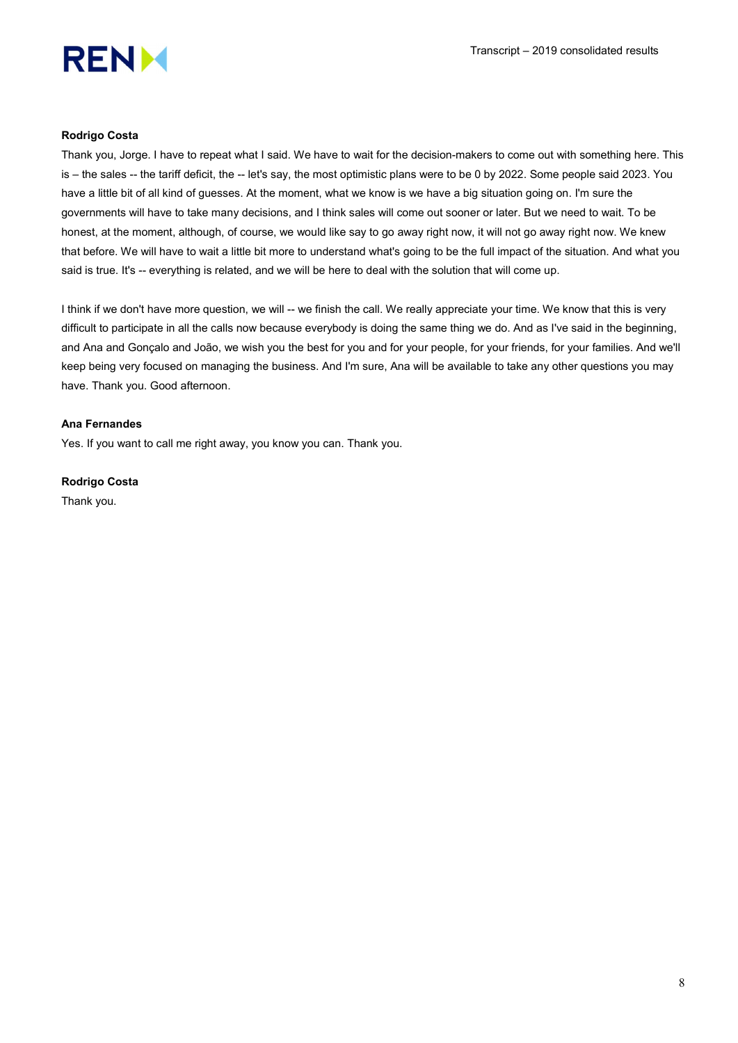**Rodrigo Costa**

Thank you, Jorge. I have to repeat what I said. We have to wait for the decision-makers to come out with something here. This is – the sales -- the tariff deficit, the -- let's say, the most optimistic plans were to be 0 by 2022. Some people said 2023. You have a little bit of all kind of guesses. At the moment, what we know is we have a big situation going on. I'm sure the governments will have to take many decisions, and I think sales will come out sooner or later. But we need to wait. To be honest, at the moment, although, of course, we would like say to go away right now, it will not go away right now. We knew that before. We will have to wait a little bit more to understand what's going to be the full impact of the situation. And what you said is true. It's -- everything is related, and we will be here to deal with the solution that will come up.

I think if we don't have more question, we will -- we finish the call. We really appreciate your time. We know that this is very difficult to participate in all the calls now because everybody is doing the same thing we do. And as I've said in the beginning, and Ana and Gonçalo and João, we wish you the best for you and for your people, for your friends, for your families. And we'll keep being very focused on managing the business. And I'm sure, Ana will be available to take any other questions you may have. Thank you. Good afternoon.

**Ana Fernandes**

Yes. If you want to call me right away, you know you can. Thank you.

**Rodrigo Costa**

Thank you.